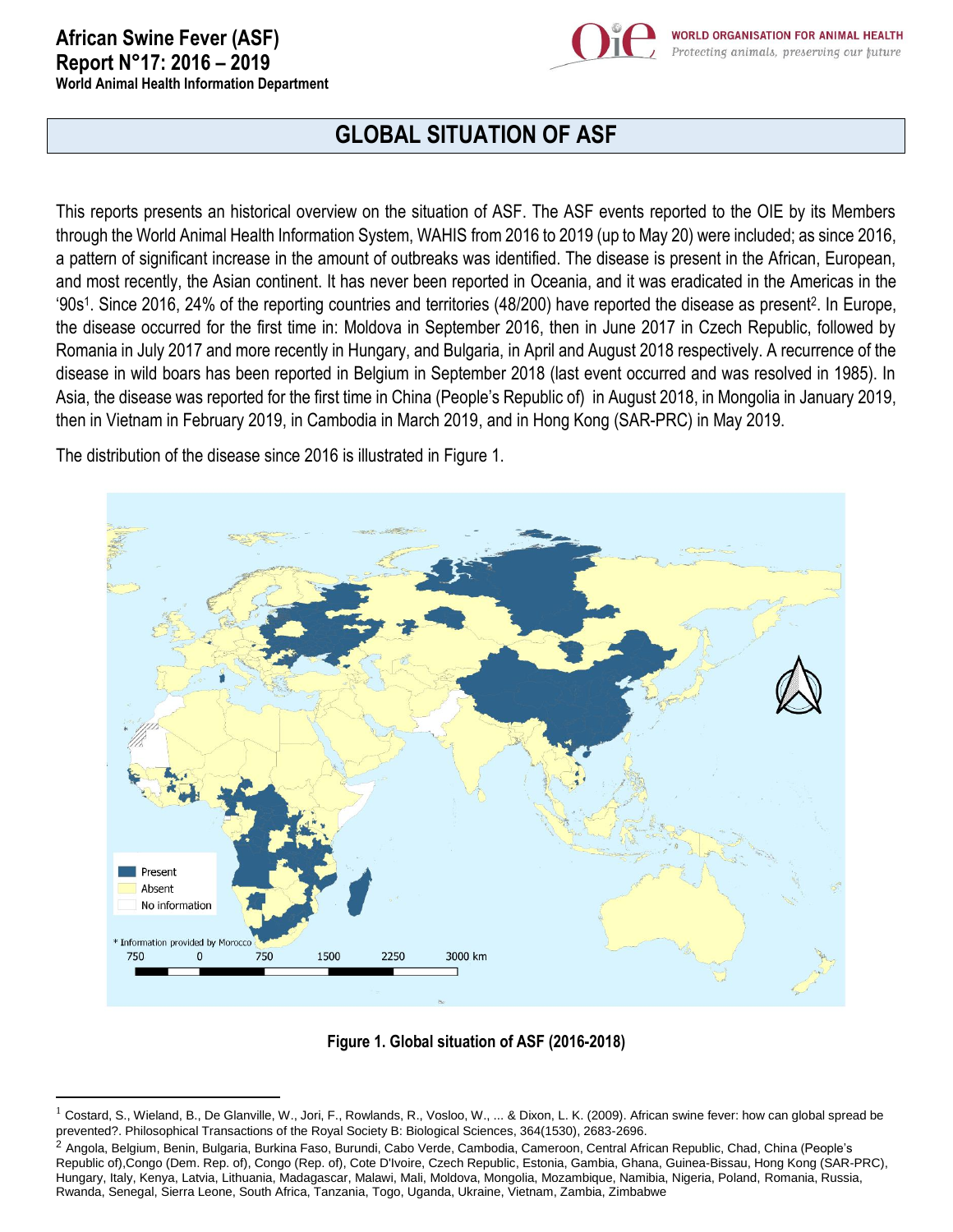# African Swine Fever (ASF)
## Report N°17: 2016 – 2019
**World Animal Health Information Department**

WORLD ORGANISATION FOR ANIMAL HEALTH
*Protecting animals, preserving our future*

## GLOBAL SITUATION OF ASF

This reports presents an historical overview on the situation of ASF. The ASF events reported to the OIE by its Members through the World Animal Health Information System, WAHIS from 2016 to 2019 (up to May 20) were included; as since 2016, a pattern of significant increase in the amount of outbreaks was identified. The disease is present in the African, European, and most recently, the Asian continent. It has never been reported in Oceania, and it was eradicated in the Americas in the '90s[1]. Since 2016, 24% of the reporting countries and territories (48/200) have reported the disease as present[2]. In Europe, the disease occurred for the first time in: Moldova in September 2016, then in June 2017 in Czech Republic, followed by Romania in July 2017 and more recently in Hungary, and Bulgaria, in April and August 2018 respectively. A recurrence of the disease in wild boars has been reported in Belgium in September 2018 (last event occurred and was resolved in 1985). In Asia, the disease was reported for the first time in China (People's Republic of) in August 2018, in Mongolia in January 2019, then in Vietnam in February 2019, in Cambodia in March 2019, and in Hong Kong (SAR-PRC) in May 2019.

The distribution of the disease since 2016 is illustrated in Figure 1.

Present
Absent
No information

* Information provided by Morocco

750 0 750 1500 2250 3000 km

**Figure 1. Global situation of ASF (2016-2018)**

---

[1] Costard, S., Wieland, B., De Glanville, W., Jori, F., Rowlands, R., Vosloo, W., ... & Dixon, L. K. (2009). African swine fever: how can global spread be prevented?. Philosophical Transactions of the Royal Society B: Biological Sciences, 364(1530), 2683-2696.

[2] Angola, Belgium, Benin, Bulgaria, Burkina Faso, Burundi, Cabo Verde, Cambodia, Cameroon, Central African Republic, Chad, China (People's Republic of),Congo (Dem. Rep. of), Congo (Rep. of), Cote D'Ivoire, Czech Republic, Estonia, Gambia, Ghana, Guinea-Bissau, Hong Kong (SAR-PRC), Hungary, Italy, Kenya, Latvia, Lithuania, Madagascar, Malawi, Mali, Moldova, Mongolia, Mozambique, Namibia, Nigeria, Poland, Romania, Russia, Rwanda, Senegal, Sierra Leone, South Africa, Tanzania, Togo, Uganda, Ukraine, Vietnam, Zambia, Zimbabwe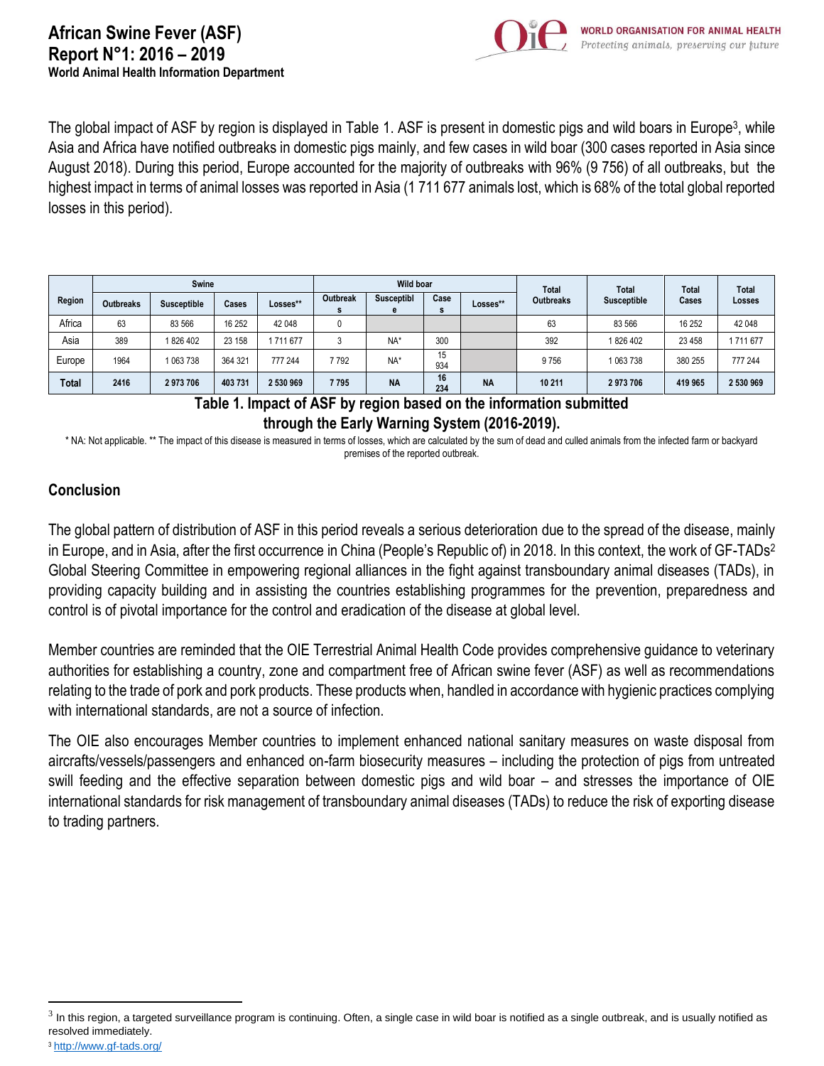The global impact of ASF by region is displayed in Table 1. ASF is present in domestic pigs and wild boars in Europe[3], while Asia and Africa have notified outbreaks in domestic pigs mainly, and few cases in wild boar (300 cases reported in Asia since August 2018). During this period, Europe accounted for the majority of outbreaks with 96% (9 756) of all outbreaks, but the highest impact in terms of animal losses was reported in Asia (1 711 677 animals lost, which is 68% of the total global reported losses in this period).

| Region | Swine | | | | Wild boar | | | | Total Outbreaks | Total Susceptible | Total Cases | Total Losses |
|---|---|---|---|---|---|---|---|---|---|---|---|---|
| | Outbreaks | Susceptible | Cases | Losses** | Outbreaks | Susceptible | Cases | Losses** | | | | |
| Africa | 63 | 83 566 | 16 252 | 42 048 | 0 | | | | 63 | 83 566 | 16 252 | 42 048 |
| Asia | 389 | 1 826 402 | 23 158 | 1 711 677 | 3 | NA* | 300 | | 392 | 1 826 402 | 23 458 | 1 711 677 |
| Europe | 1964 | 1 063 738 | 364 321 | 777 244 | 7 792 | NA* | 15 934 | | 9 756 | 1 063 738 | 380 255 | 777 244 |
| **Total** | **2416** | **2 973 706** | **403 731** | **2 530 969** | **7 795** | **NA** | **16 234** | **NA** | **10 211** | **2 973 706** | **419 965** | **2 530 969** |

**Table 1. Impact of ASF by region based on the information submitted through the Early Warning System (2016-2019).**

\* NA: Not applicable. ** The impact of this disease is measured in terms of losses, which are calculated by the sum of dead and culled animals from the infected farm or backyard premises of the reported outbreak.

## Conclusion

The global pattern of distribution of ASF in this period reveals a serious deterioration due to the spread of the disease, mainly in Europe, and in Asia, after the first occurrence in China (People's Republic of) in 2018. In this context, the work of GF-TADs[2] Global Steering Committee in empowering regional alliances in the fight against transboundary animal diseases (TADs), in providing capacity building and in assisting the countries establishing programmes for the prevention, preparedness and control is of pivotal importance for the control and eradication of the disease at global level.

Member countries are reminded that the OIE Terrestrial Animal Health Code provides comprehensive guidance to veterinary authorities for establishing a country, zone and compartment free of African swine fever (ASF) as well as recommendations relating to the trade of pork and pork products. These products when, handled in accordance with hygienic practices complying with international standards, are not a source of infection.

The OIE also encourages Member countries to implement enhanced national sanitary measures on waste disposal from aircrafts/vessels/passengers and enhanced on-farm biosecurity measures – including the protection of pigs from untreated swill feeding and the effective separation between domestic pigs and wild boar – and stresses the importance of OIE international standards for risk management of transboundary animal diseases (TADs) to reduce the risk of exporting disease to trading partners.

[3] In this region, a targeted surveillance program is continuing. Often, a single case in wild boar is notified as a single outbreak, and is usually notified as resolved immediately.

[3] http://www.gf-tads.org/